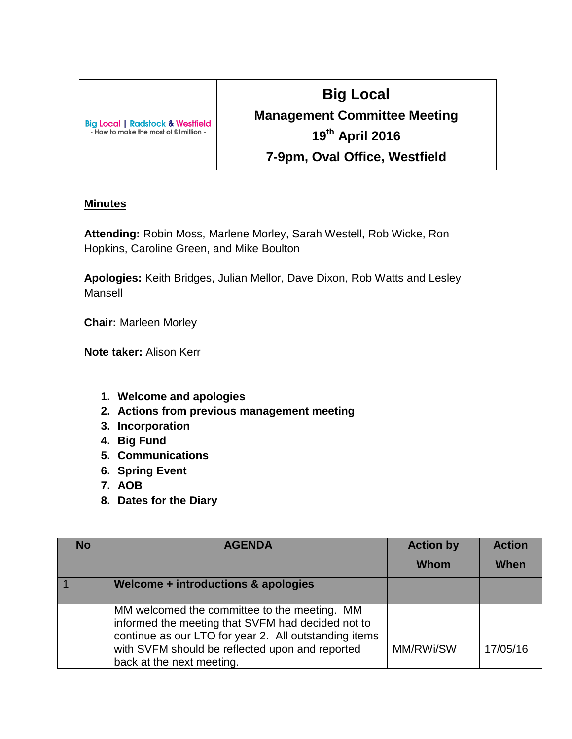| Big Local \| Radstock & Westfield - How to make the most of £1million - | **Big Local** **Management Committee Meeting** **19th April 2016** **7-9pm, Oval Office, Westfield** |
|---|---|

**Minutes**

**Attending:** Robin Moss, Marlene Morley, Sarah Westell, Rob Wicke, Ron Hopkins, Caroline Green, and Mike Boulton

**Apologies:** Keith Bridges, Julian Mellor, Dave Dixon, Rob Watts and Lesley Mansell

**Chair:** Marleen Morley

**Note taker:** Alison Kerr

1. **Welcome and apologies**
2. **Actions from previous management meeting**
3. **Incorporation**
4. **Big Fund**
5. **Communications**
6. **Spring Event**
7. **AOB**
8. **Dates for the Diary**

| No | AGENDA | Action by Whom | Action When |
|---|---|---|---|
| 1 | **Welcome + introductions & apologies** | | |
| | MM welcomed the committee to the meeting. MM informed the meeting that SVFM had decided not to continue as our LTO for year 2. All outstanding items with SVFM should be reflected upon and reported back at the next meeting. | MM/RWi/SW | 17/05/16 |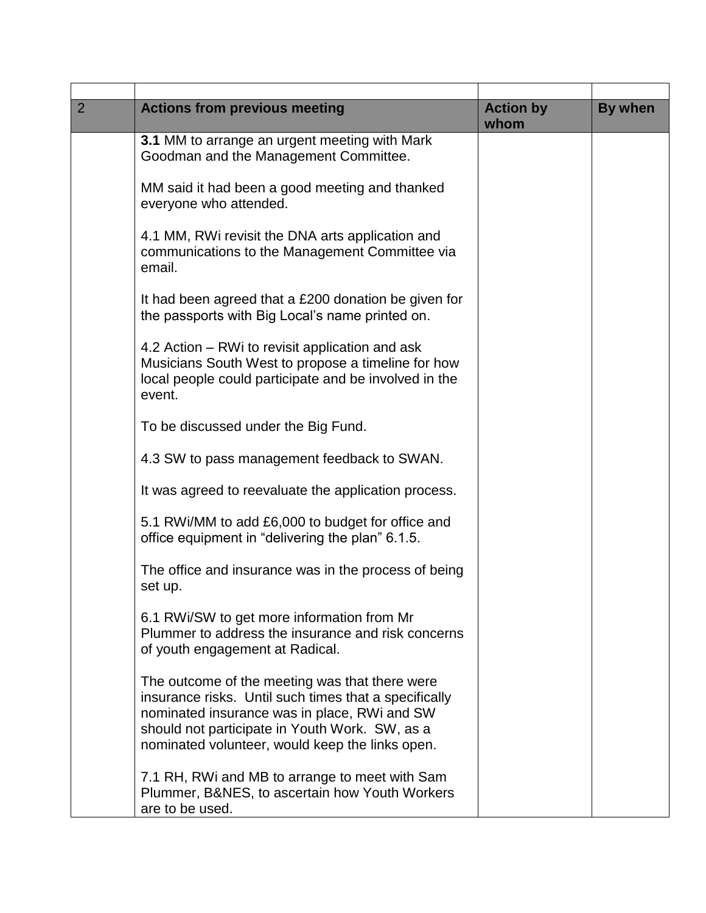| | | | |
|---|---|---|---|
| 2 | **Actions from previous meeting** | **Action by whom** | **By when** |
| | **3.1** MM to arrange an urgent meeting with Mark Goodman and the Management Committee.<br><br>MM said it had been a good meeting and thanked everyone who attended.<br><br>4.1 MM, RWi revisit the DNA arts application and communications to the Management Committee via email.<br><br>It had been agreed that a £200 donation be given for the passports with Big Local's name printed on.<br><br>4.2 Action – RWi to revisit application and ask Musicians South West to propose a timeline for how local people could participate and be involved in the event.<br><br>To be discussed under the Big Fund.<br><br>4.3 SW to pass management feedback to SWAN.<br><br>It was agreed to reevaluate the application process.<br><br>5.1 RWi/MM to add £6,000 to budget for office and office equipment in "delivering the plan" 6.1.5.<br><br>The office and insurance was in the process of being set up.<br><br>6.1 RWi/SW to get more information from Mr Plummer to address the insurance and risk concerns of youth engagement at Radical.<br><br>The outcome of the meeting was that there were insurance risks. Until such times that a specifically nominated insurance was in place, RWi and SW should not participate in Youth Work. SW, as a nominated volunteer, would keep the links open.<br><br>7.1 RH, RWi and MB to arrange to meet with Sam Plummer, B&NES, to ascertain how Youth Workers are to be used. | | |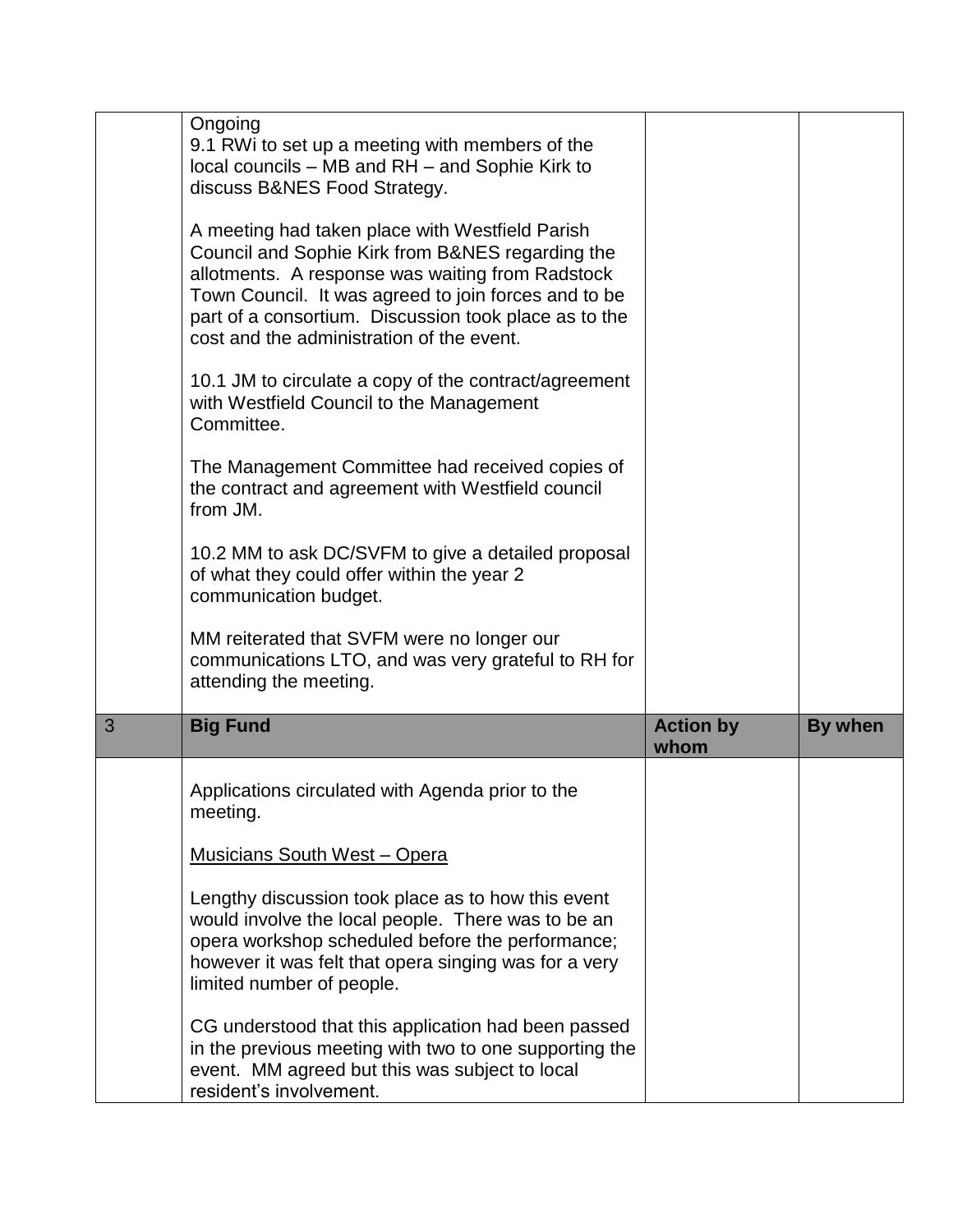|   | Ongoing<br>9.1 RWi to set up a meeting with members of the local councils – MB and RH – and Sophie Kirk to discuss B&NES Food Strategy.<br><br>A meeting had taken place with Westfield Parish Council and Sophie Kirk from B&NES regarding the allotments. A response was waiting from Radstock Town Council. It was agreed to join forces and to be part of a consortium. Discussion took place as to the cost and the administration of the event.<br><br>10.1 JM to circulate a copy of the contract/agreement with Westfield Council to the Management Committee.<br><br>The Management Committee had received copies of the contract and agreement with Westfield council from JM.<br><br>10.2 MM to ask DC/SVFM to give a detailed proposal of what they could offer within the year 2 communication budget.<br><br>MM reiterated that SVFM were no longer our communications LTO, and was very grateful to RH for attending the meeting. |   |   |
|---|---|---|---|
| 3 | **Big Fund** | **Action by whom** | **By when** |
|   | Applications circulated with Agenda prior to the meeting.<br><br><u>Musicians South West – Opera</u><br><br>Lengthy discussion took place as to how this event would involve the local people. There was to be an opera workshop scheduled before the performance; however it was felt that opera singing was for a very limited number of people.<br><br>CG understood that this application had been passed in the previous meeting with two to one supporting the event. MM agreed but this was subject to local resident's involvement. |   |   |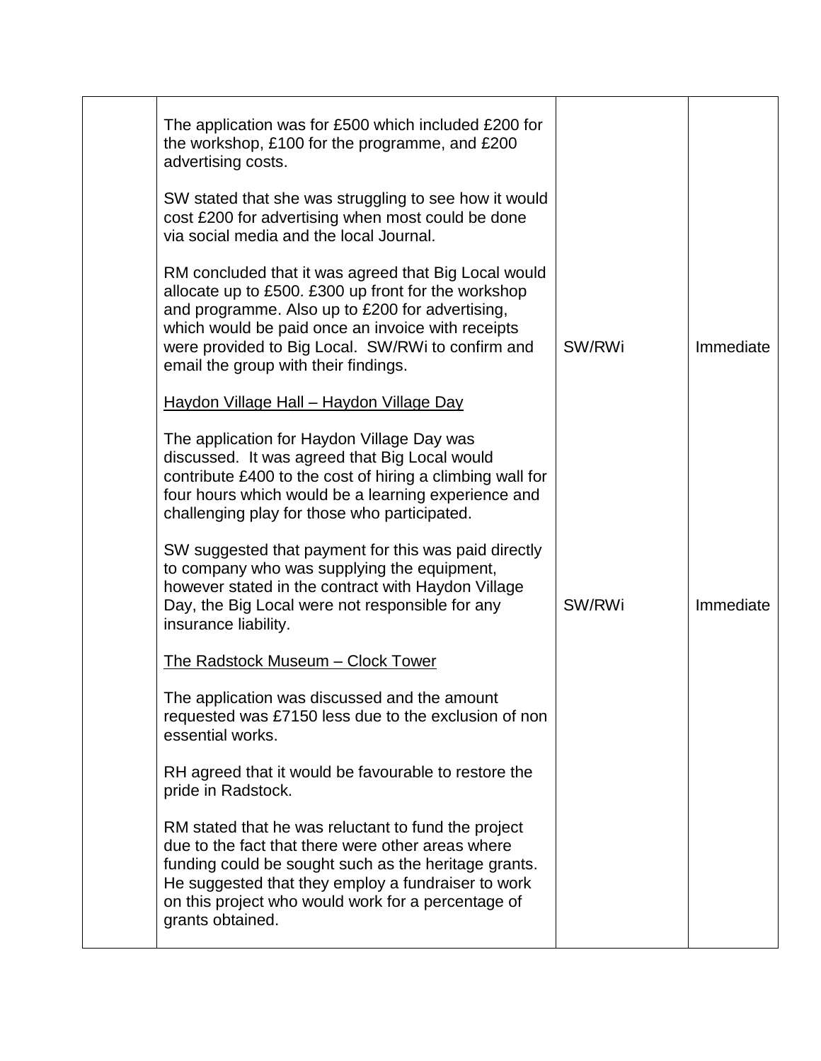| | | | |
|---|---|---|---|
| | The application was for £500 which included £200 for the workshop, £100 for the programme, and £200 advertising costs.<br><br>SW stated that she was struggling to see how it would cost £200 for advertising when most could be done via social media and the local Journal.<br><br>RM concluded that it was agreed that Big Local would allocate up to £500. £300 up front for the workshop and programme. Also up to £200 for advertising, which would be paid once an invoice with receipts were provided to Big Local. SW/RWi to confirm and email the group with their findings. | SW/RWi | Immediate |
| | <u>Haydon Village Hall – Haydon Village Day</u><br><br>The application for Haydon Village Day was discussed. It was agreed that Big Local would contribute £400 to the cost of hiring a climbing wall for four hours which would be a learning experience and challenging play for those who participated.<br><br>SW suggested that payment for this was paid directly to company who was supplying the equipment, however stated in the contract with Haydon Village Day, the Big Local were not responsible for any insurance liability. | SW/RWi | Immediate |
| | <u>The Radstock Museum – Clock Tower</u><br><br>The application was discussed and the amount requested was £7150 less due to the exclusion of non essential works.<br><br>RH agreed that it would be favourable to restore the pride in Radstock.<br><br>RM stated that he was reluctant to fund the project due to the fact that there were other areas where funding could be sought such as the heritage grants. He suggested that they employ a fundraiser to work on this project who would work for a percentage of grants obtained. | | |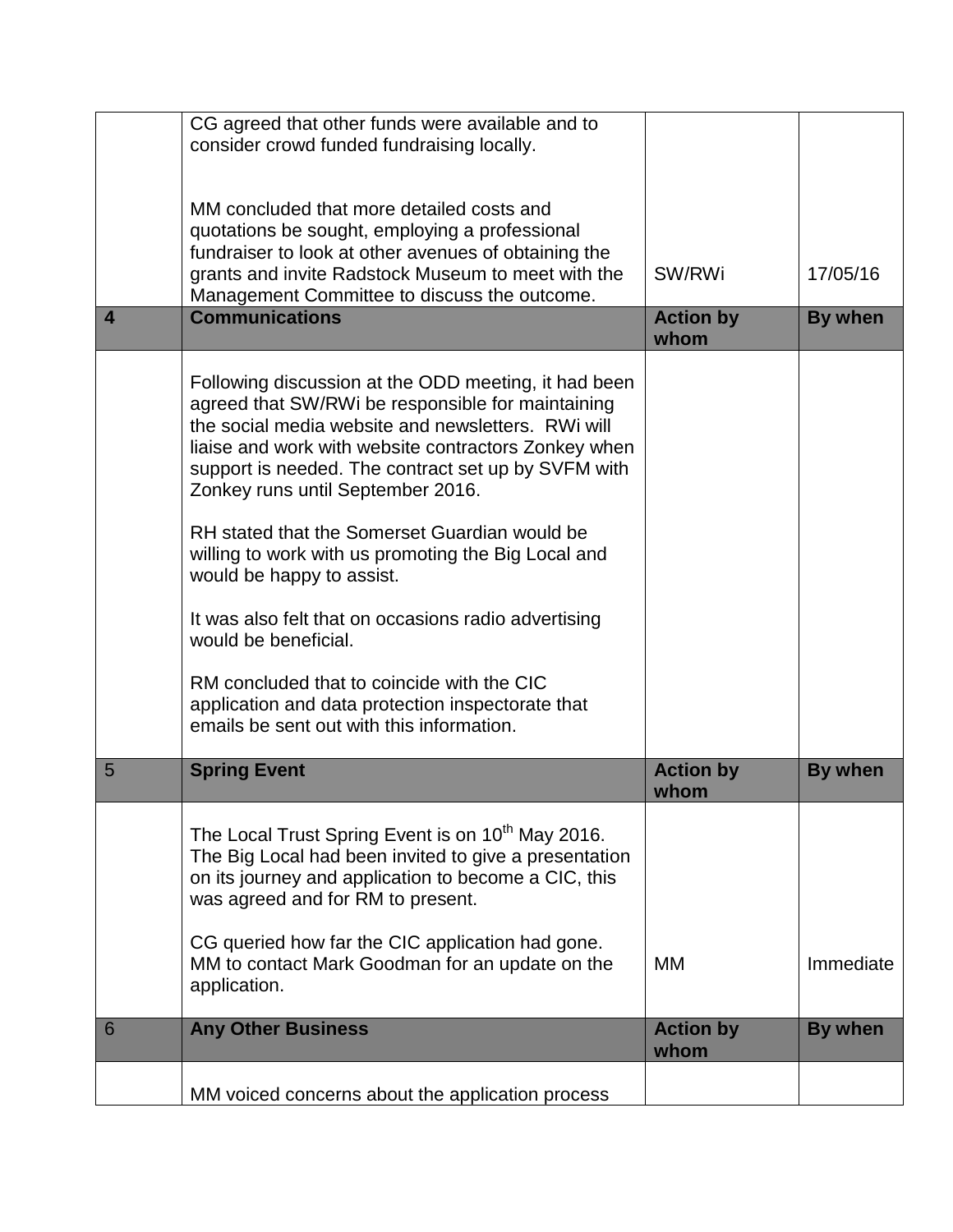|  |  |  |  |
|---|---|---|---|
|  | CG agreed that other funds were available and to consider crowd funded fundraising locally.<br><br>MM concluded that more detailed costs and quotations be sought, employing a professional fundraiser to look at other avenues of obtaining the grants and invite Radstock Museum to meet with the Management Committee to discuss the outcome. | SW/RWi | 17/05/16 |
| **4** | **Communications** | **Action by whom** | **By when** |
|  | Following discussion at the ODD meeting, it had been agreed that SW/RWi be responsible for maintaining the social media website and newsletters. RWi will liaise and work with website contractors Zonkey when support is needed. The contract set up by SVFM with Zonkey runs until September 2016.<br><br>RH stated that the Somerset Guardian would be willing to work with us promoting the Big Local and would be happy to assist.<br><br>It was also felt that on occasions radio advertising would be beneficial.<br><br>RM concluded that to coincide with the CIC application and data protection inspectorate that emails be sent out with this information. |  |  |
| 5 | **Spring Event** | **Action by whom** | **By when** |
|  | The Local Trust Spring Event is on 10th May 2016. The Big Local had been invited to give a presentation on its journey and application to become a CIC, this was agreed and for RM to present.<br><br>CG queried how far the CIC application had gone. MM to contact Mark Goodman for an update on the application. | MM | Immediate |
| 6 | **Any Other Business** | **Action by whom** | **By when** |
|  | MM voiced concerns about the application process |  |  |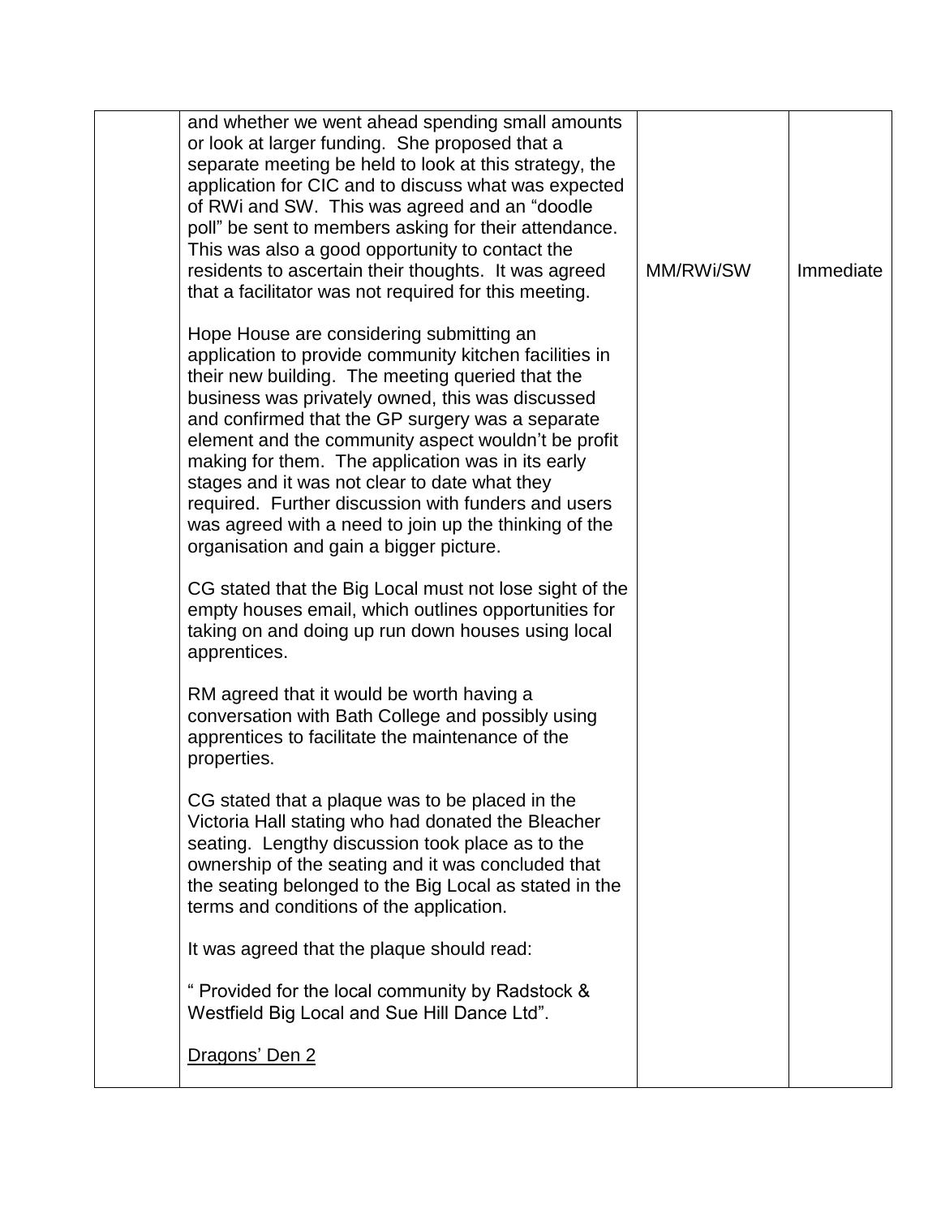|  |  |  |  |
|---|---|---|---|
|  | and whether we went ahead spending small amounts or look at larger funding. She proposed that a separate meeting be held to look at this strategy, the application for CIC and to discuss what was expected of RWi and SW. This was agreed and an "doodle poll" be sent to members asking for their attendance. This was also a good opportunity to contact the residents to ascertain their thoughts. It was agreed that a facilitator was not required for this meeting.<br><br>Hope House are considering submitting an application to provide community kitchen facilities in their new building. The meeting queried that the business was privately owned, this was discussed and confirmed that the GP surgery was a separate element and the community aspect wouldn't be profit making for them. The application was in its early stages and it was not clear to date what they required. Further discussion with funders and users was agreed with a need to join up the thinking of the organisation and gain a bigger picture.<br><br>CG stated that the Big Local must not lose sight of the empty houses email, which outlines opportunities for taking on and doing up run down houses using local apprentices.<br><br>RM agreed that it would be worth having a conversation with Bath College and possibly using apprentices to facilitate the maintenance of the properties.<br><br>CG stated that a plaque was to be placed in the Victoria Hall stating who had donated the Bleacher seating. Lengthy discussion took place as to the ownership of the seating and it was concluded that the seating belonged to the Big Local as stated in the terms and conditions of the application.<br><br>It was agreed that the plaque should read:<br><br>" Provided for the local community by Radstock & Westfield Big Local and Sue Hill Dance Ltd".<br><br><u>Dragons' Den 2</u> | MM/RWi/SW | Immediate |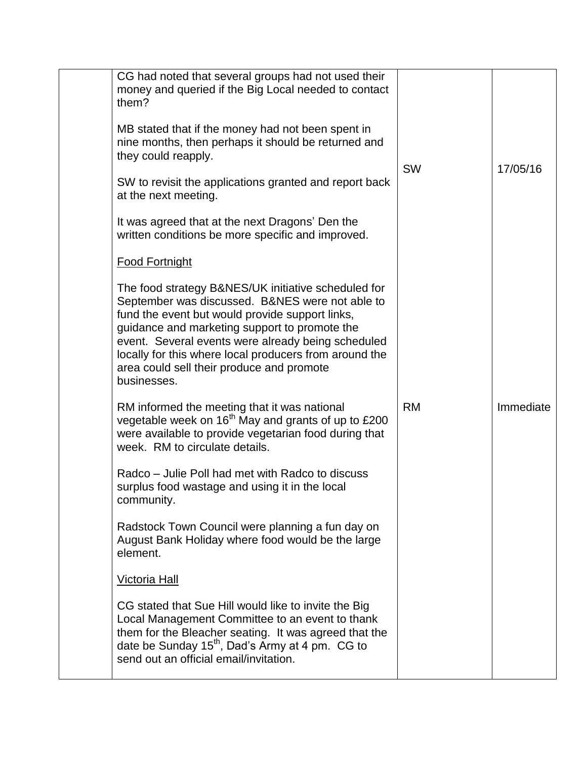| | | | |
|---|---|---|---|
| | CG had noted that several groups had not used their money and queried if the Big Local needed to contact them?<br><br>MB stated that if the money had not been spent in nine months, then perhaps it should be returned and they could reapply.<br><br>SW to revisit the applications granted and report back at the next meeting.<br><br>It was agreed that at the next Dragons' Den the written conditions be more specific and improved. | SW | 17/05/16 |
| | <u>Food Fortnight</u><br><br>The food strategy B&NES/UK initiative scheduled for September was discussed. B&NES were not able to fund the event but would provide support links, guidance and marketing support to promote the event. Several events were already being scheduled locally for this where local producers from around the area could sell their produce and promote businesses. | | |
| | RM informed the meeting that it was national vegetable week on 16th May and grants of up to £200 were available to provide vegetarian food during that week. RM to circulate details.<br><br>Radco – Julie Poll had met with Radco to discuss surplus food wastage and using it in the local community.<br><br>Radstock Town Council were planning a fun day on August Bank Holiday where food would be the large element. | RM | Immediate |
| | <u>Victoria Hall</u><br><br>CG stated that Sue Hill would like to invite the Big Local Management Committee to an event to thank them for the Bleacher seating. It was agreed that the date be Sunday 15th, Dad's Army at 4 pm. CG to send out an official email/invitation. | | |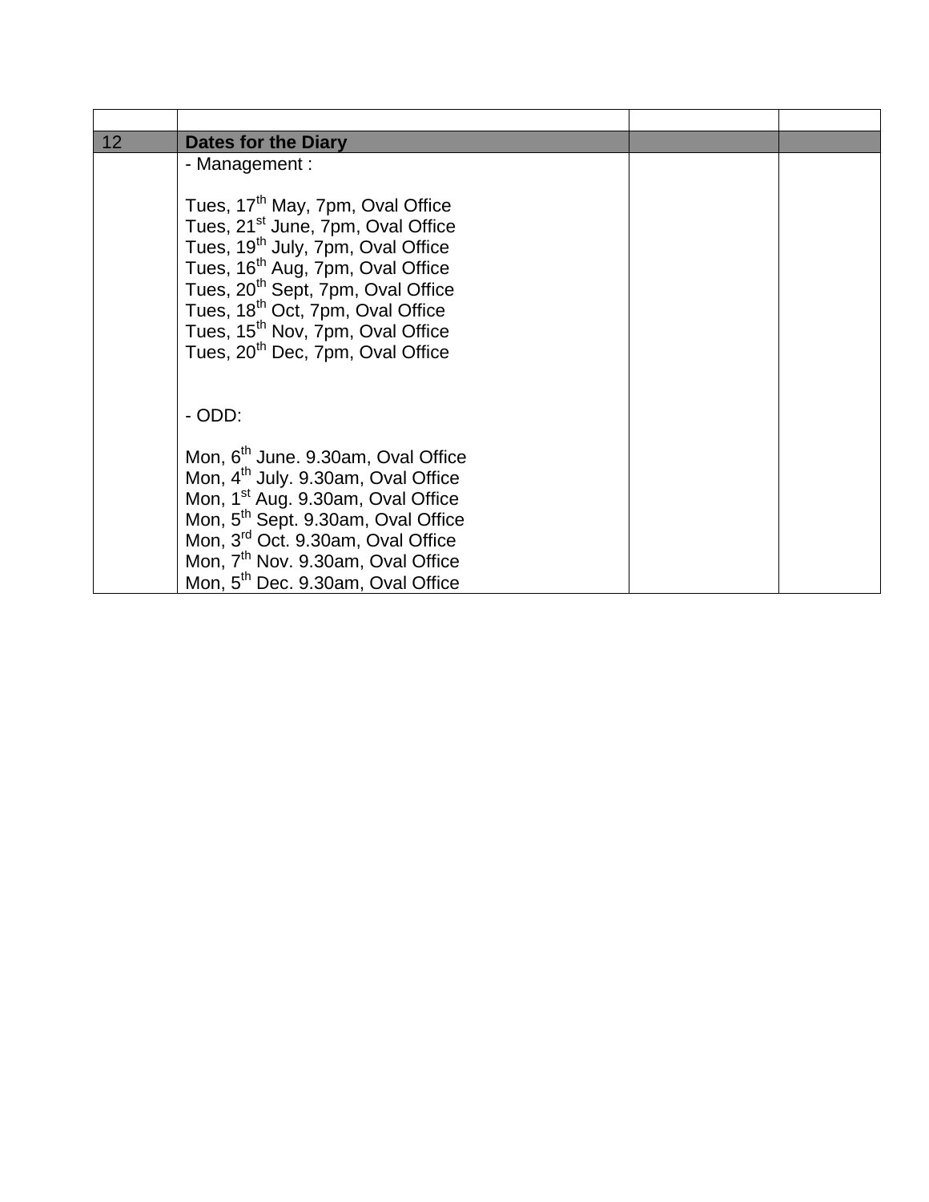| | | | |
|---|---|---|---|
| **12** | **Dates for the Diary** | | |
| | - Management :<br><br>Tues, 17th May, 7pm, Oval Office<br>Tues, 21st June, 7pm, Oval Office<br>Tues, 19th July, 7pm, Oval Office<br>Tues, 16th Aug, 7pm, Oval Office<br>Tues, 20th Sept, 7pm, Oval Office<br>Tues, 18th Oct, 7pm, Oval Office<br>Tues, 15th Nov, 7pm, Oval Office<br>Tues, 20th Dec, 7pm, Oval Office<br><br>- ODD:<br><br>Mon, 6th June. 9.30am, Oval Office<br>Mon, 4th July. 9.30am, Oval Office<br>Mon, 1st Aug. 9.30am, Oval Office<br>Mon, 5th Sept. 9.30am, Oval Office<br>Mon, 3rd Oct. 9.30am, Oval Office<br>Mon, 7th Nov. 9.30am, Oval Office<br>Mon, 5th Dec. 9.30am, Oval Office | | |